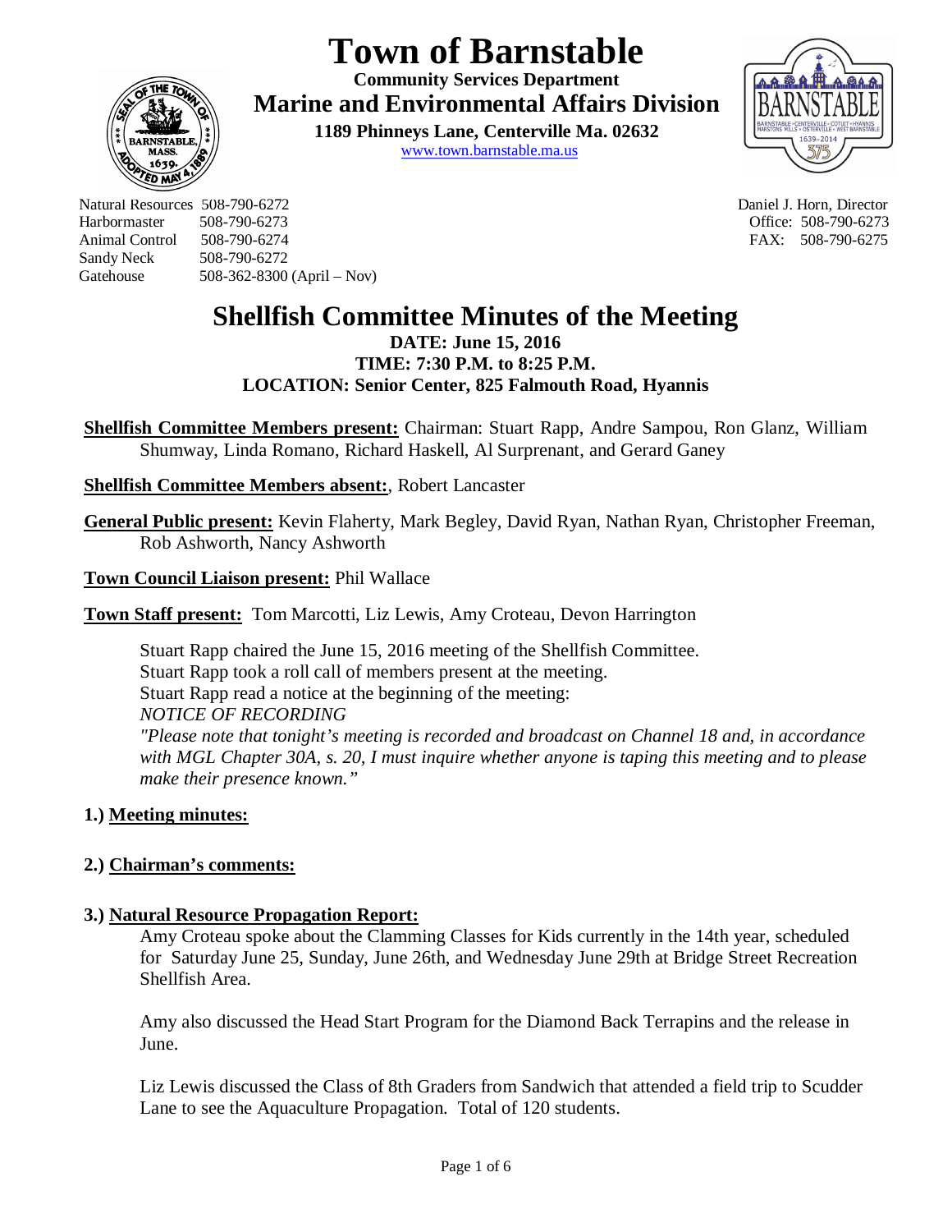# Town of Barnstable

**Community Services Department**

**Marine and Environmental Affairs Division**

**1189 Phinneys Lane, Centerville Ma. 02632**

www.town.barnstable.ma.us

Natural Resources 508-790-6272
Harbormaster 508-790-6273
Animal Control 508-790-6274
Sandy Neck 508-790-6272
Gatehouse 508-362-8300 (April – Nov)

Daniel J. Horn, Director
Office: 508-790-6273
FAX: 508-790-6275

## Shellfish Committee Minutes of the Meeting

**DATE: June 15, 2016**
**TIME: 7:30 P.M. to 8:25 P.M.**
**LOCATION: Senior Center, 825 Falmouth Road, Hyannis**

**Shellfish Committee Members present:** Chairman: Stuart Rapp, Andre Sampou, Ron Glanz, William Shumway, Linda Romano, Richard Haskell, Al Surprenant, and Gerard Ganey

**Shellfish Committee Members absent:**, Robert Lancaster

**General Public present:** Kevin Flaherty, Mark Begley, David Ryan, Nathan Ryan, Christopher Freeman, Rob Ashworth, Nancy Ashworth

**Town Council Liaison present:** Phil Wallace

**Town Staff present:** Tom Marcotti, Liz Lewis, Amy Croteau, Devon Harrington

Stuart Rapp chaired the June 15, 2016 meeting of the Shellfish Committee.
Stuart Rapp took a roll call of members present at the meeting.
Stuart Rapp read a notice at the beginning of the meeting:
*NOTICE OF RECORDING*
*"Please note that tonight's meeting is recorded and broadcast on Channel 18 and, in accordance with MGL Chapter 30A, s. 20, I must inquire whether anyone is taping this meeting and to please make their presence known."*

**1.) Meeting minutes:**

**2.) Chairman's comments:**

**3.) Natural Resource Propagation Report:**

Amy Croteau spoke about the Clamming Classes for Kids currently in the 14th year, scheduled for Saturday June 25, Sunday, June 26th, and Wednesday June 29th at Bridge Street Recreation Shellfish Area.

Amy also discussed the Head Start Program for the Diamond Back Terrapins and the release in June.

Liz Lewis discussed the Class of 8th Graders from Sandwich that attended a field trip to Scudder Lane to see the Aquaculture Propagation. Total of 120 students.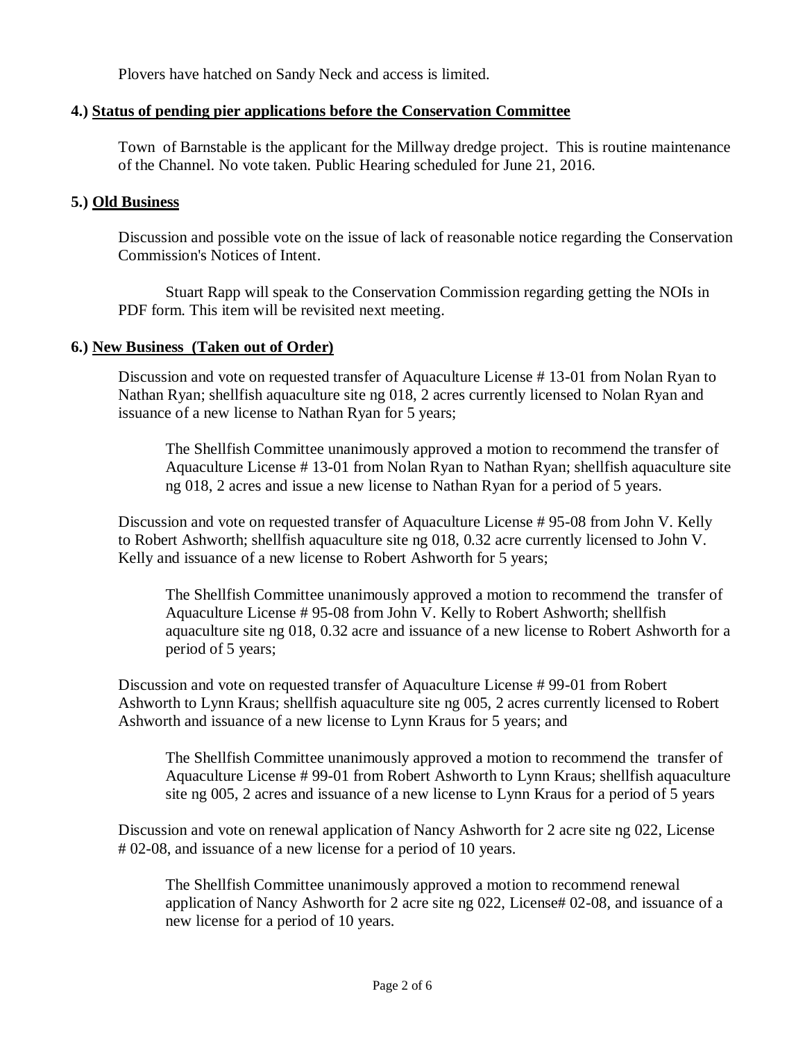Plovers have hatched on Sandy Neck and access is limited.

### 4.) Status of pending pier applications before the Conservation Committee

Town of Barnstable is the applicant for the Millway dredge project. This is routine maintenance of the Channel. No vote taken. Public Hearing scheduled for June 21, 2016.

### 5.) Old Business

Discussion and possible vote on the issue of lack of reasonable notice regarding the Conservation Commission's Notices of Intent.

Stuart Rapp will speak to the Conservation Commission regarding getting the NOIs in PDF form. This item will be revisited next meeting.

### 6.) New Business (Taken out of Order)

Discussion and vote on requested transfer of Aquaculture License # 13-01 from Nolan Ryan to Nathan Ryan; shellfish aquaculture site ng 018, 2 acres currently licensed to Nolan Ryan and issuance of a new license to Nathan Ryan for 5 years;

> The Shellfish Committee unanimously approved a motion to recommend the transfer of Aquaculture License # 13-01 from Nolan Ryan to Nathan Ryan; shellfish aquaculture site ng 018, 2 acres and issue a new license to Nathan Ryan for a period of 5 years.

Discussion and vote on requested transfer of Aquaculture License # 95-08 from John V. Kelly to Robert Ashworth; shellfish aquaculture site ng 018, 0.32 acre currently licensed to John V. Kelly and issuance of a new license to Robert Ashworth for 5 years;

> The Shellfish Committee unanimously approved a motion to recommend the transfer of Aquaculture License # 95-08 from John V. Kelly to Robert Ashworth; shellfish aquaculture site ng 018, 0.32 acre and issuance of a new license to Robert Ashworth for a period of 5 years;

Discussion and vote on requested transfer of Aquaculture License # 99-01 from Robert Ashworth to Lynn Kraus; shellfish aquaculture site ng 005, 2 acres currently licensed to Robert Ashworth and issuance of a new license to Lynn Kraus for 5 years; and

> The Shellfish Committee unanimously approved a motion to recommend the transfer of Aquaculture License # 99-01 from Robert Ashworth to Lynn Kraus; shellfish aquaculture site ng 005, 2 acres and issuance of a new license to Lynn Kraus for a period of 5 years

Discussion and vote on renewal application of Nancy Ashworth for 2 acre site ng 022, License # 02-08, and issuance of a new license for a period of 10 years.

> The Shellfish Committee unanimously approved a motion to recommend renewal application of Nancy Ashworth for 2 acre site ng 022, License# 02-08, and issuance of a new license for a period of 10 years.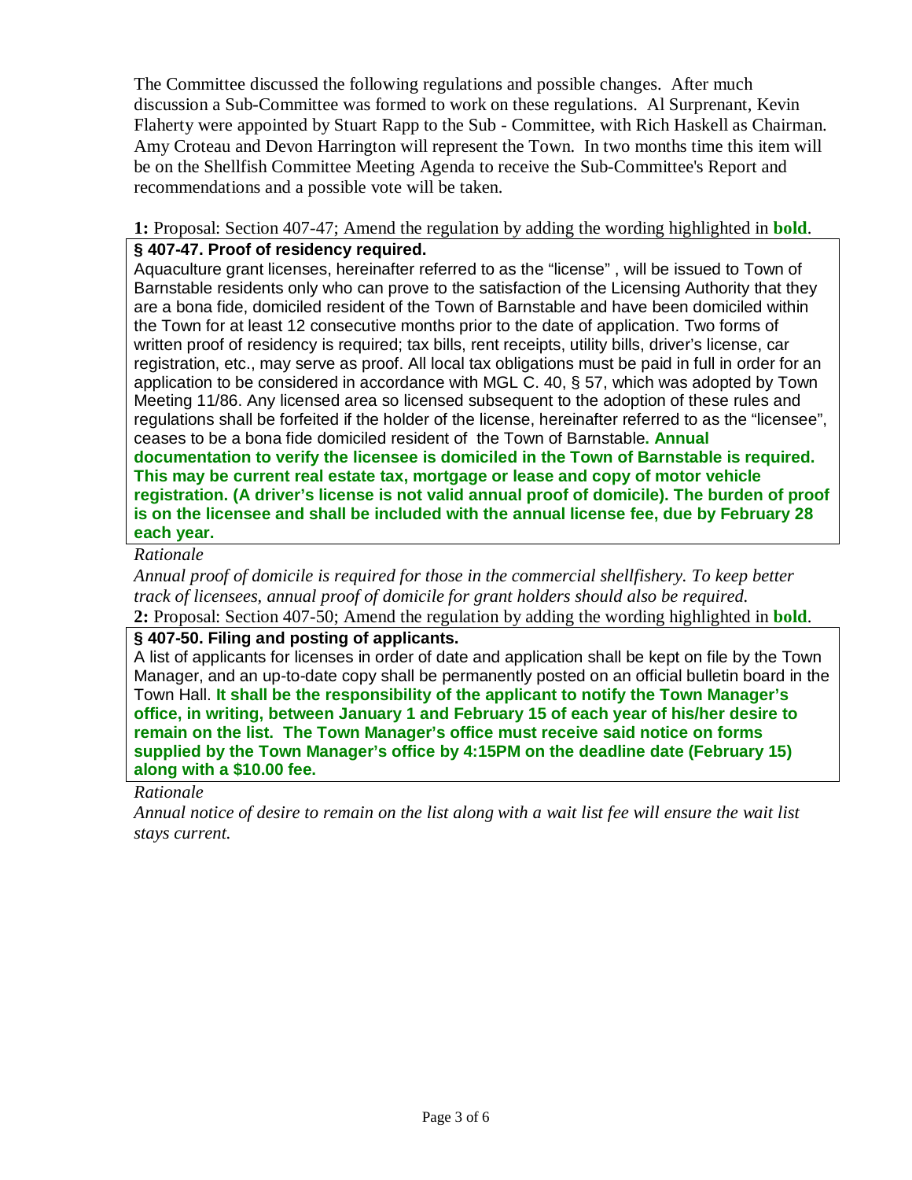The Committee discussed the following regulations and possible changes. After much discussion a Sub-Committee was formed to work on these regulations. Al Surprenant, Kevin Flaherty were appointed by Stuart Rapp to the Sub - Committee, with Rich Haskell as Chairman. Amy Croteau and Devon Harrington will represent the Town. In two months time this item will be on the Shellfish Committee Meeting Agenda to receive the Sub-Committee's Report and recommendations and a possible vote will be taken.

**1:** Proposal: Section 407-47; Amend the regulation by adding the wording highlighted in **bold**.

**§ 407-47. Proof of residency required.**

Aquaculture grant licenses, hereinafter referred to as the "license" , will be issued to Town of Barnstable residents only who can prove to the satisfaction of the Licensing Authority that they are a bona fide, domiciled resident of the Town of Barnstable and have been domiciled within the Town for at least 12 consecutive months prior to the date of application. Two forms of written proof of residency is required; tax bills, rent receipts, utility bills, driver's license, car registration, etc., may serve as proof. All local tax obligations must be paid in full in order for an application to be considered in accordance with MGL C. 40, § 57, which was adopted by Town Meeting 11/86. Any licensed area so licensed subsequent to the adoption of these rules and regulations shall be forfeited if the holder of the license, hereinafter referred to as the "licensee", ceases to be a bona fide domiciled resident of the Town of Barnstable**. Annual documentation to verify the licensee is domiciled in the Town of Barnstable is required. This may be current real estate tax, mortgage or lease and copy of motor vehicle registration. (A driver's license is not valid annual proof of domicile). The burden of proof is on the licensee and shall be included with the annual license fee, due by February 28 each year.**

*Rationale*

*Annual proof of domicile is required for those in the commercial shellfishery. To keep better track of licensees, annual proof of domicile for grant holders should also be required.*

**2:** Proposal: Section 407-50; Amend the regulation by adding the wording highlighted in **bold**.

**§ 407-50. Filing and posting of applicants.**

A list of applicants for licenses in order of date and application shall be kept on file by the Town Manager, and an up-to-date copy shall be permanently posted on an official bulletin board in the Town Hall. **It shall be the responsibility of the applicant to notify the Town Manager's office, in writing, between January 1 and February 15 of each year of his/her desire to remain on the list. The Town Manager's office must receive said notice on forms supplied by the Town Manager's office by 4:15PM on the deadline date (February 15) along with a $10.00 fee.**

*Rationale*

*Annual notice of desire to remain on the list along with a wait list fee will ensure the wait list stays current.*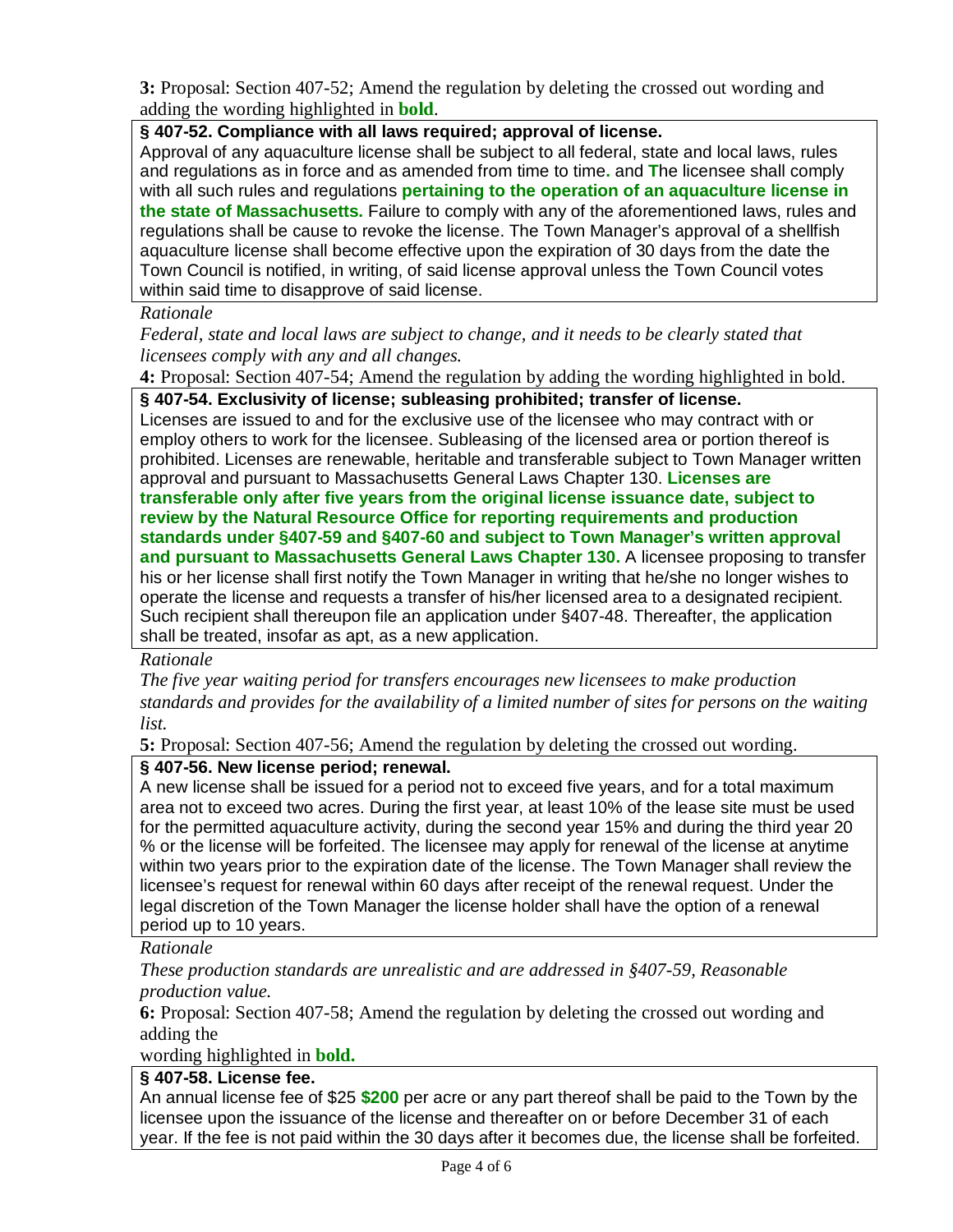**3:** Proposal: Section 407-52; Amend the regulation by deleting the crossed out wording and adding the wording highlighted in **bold**.

> **§ 407-52. Compliance with all laws required; approval of license.**
>
> Approval of any aquaculture license shall be subject to all federal, state and local laws, rules and regulations as in force and as amended from time to time**.** and **T**he licensee shall comply with all such rules and regulations **pertaining to the operation of an aquaculture license in the state of Massachusetts.** Failure to comply with any of the aforementioned laws, rules and regulations shall be cause to revoke the license. The Town Manager's approval of a shellfish aquaculture license shall become effective upon the expiration of 30 days from the date the Town Council is notified, in writing, of said license approval unless the Town Council votes within said time to disapprove of said license.

*Rationale*

*Federal, state and local laws are subject to change, and it needs to be clearly stated that licensees comply with any and all changes.*

**4:** Proposal: Section 407-54; Amend the regulation by adding the wording highlighted in bold.

> **§ 407-54. Exclusivity of license; subleasing prohibited; transfer of license.**
>
> Licenses are issued to and for the exclusive use of the licensee who may contract with or employ others to work for the licensee. Subleasing of the licensed area or portion thereof is prohibited. Licenses are renewable, heritable and transferable subject to Town Manager written approval and pursuant to Massachusetts General Laws Chapter 130. **Licenses are transferable only after five years from the original license issuance date, subject to review by the Natural Resource Office for reporting requirements and production standards under §407-59 and §407-60 and subject to Town Manager's written approval and pursuant to Massachusetts General Laws Chapter 130.** A licensee proposing to transfer his or her license shall first notify the Town Manager in writing that he/she no longer wishes to operate the license and requests a transfer of his/her licensed area to a designated recipient. Such recipient shall thereupon file an application under §407-48. Thereafter, the application shall be treated, insofar as apt, as a new application.

*Rationale*

*The five year waiting period for transfers encourages new licensees to make production standards and provides for the availability of a limited number of sites for persons on the waiting list.*

**5:** Proposal: Section 407-56; Amend the regulation by deleting the crossed out wording.

> **§ 407-56. New license period; renewal.**
>
> A new license shall be issued for a period not to exceed five years, and for a total maximum area not to exceed two acres. During the first year, at least 10% of the lease site must be used for the permitted aquaculture activity, during the second year 15% and during the third year 20 % or the license will be forfeited. The licensee may apply for renewal of the license at anytime within two years prior to the expiration date of the license. The Town Manager shall review the licensee's request for renewal within 60 days after receipt of the renewal request. Under the legal discretion of the Town Manager the license holder shall have the option of a renewal period up to 10 years.

*Rationale*

*These production standards are unrealistic and are addressed in §407-59, Reasonable production value.*

**6:** Proposal: Section 407-58; Amend the regulation by deleting the crossed out wording and adding the wording highlighted in **bold.**

> **§ 407-58. License fee.**
>
> An annual license fee of $25 **$200** per acre or any part thereof shall be paid to the Town by the licensee upon the issuance of the license and thereafter on or before December 31 of each year. If the fee is not paid within the 30 days after it becomes due, the license shall be forfeited.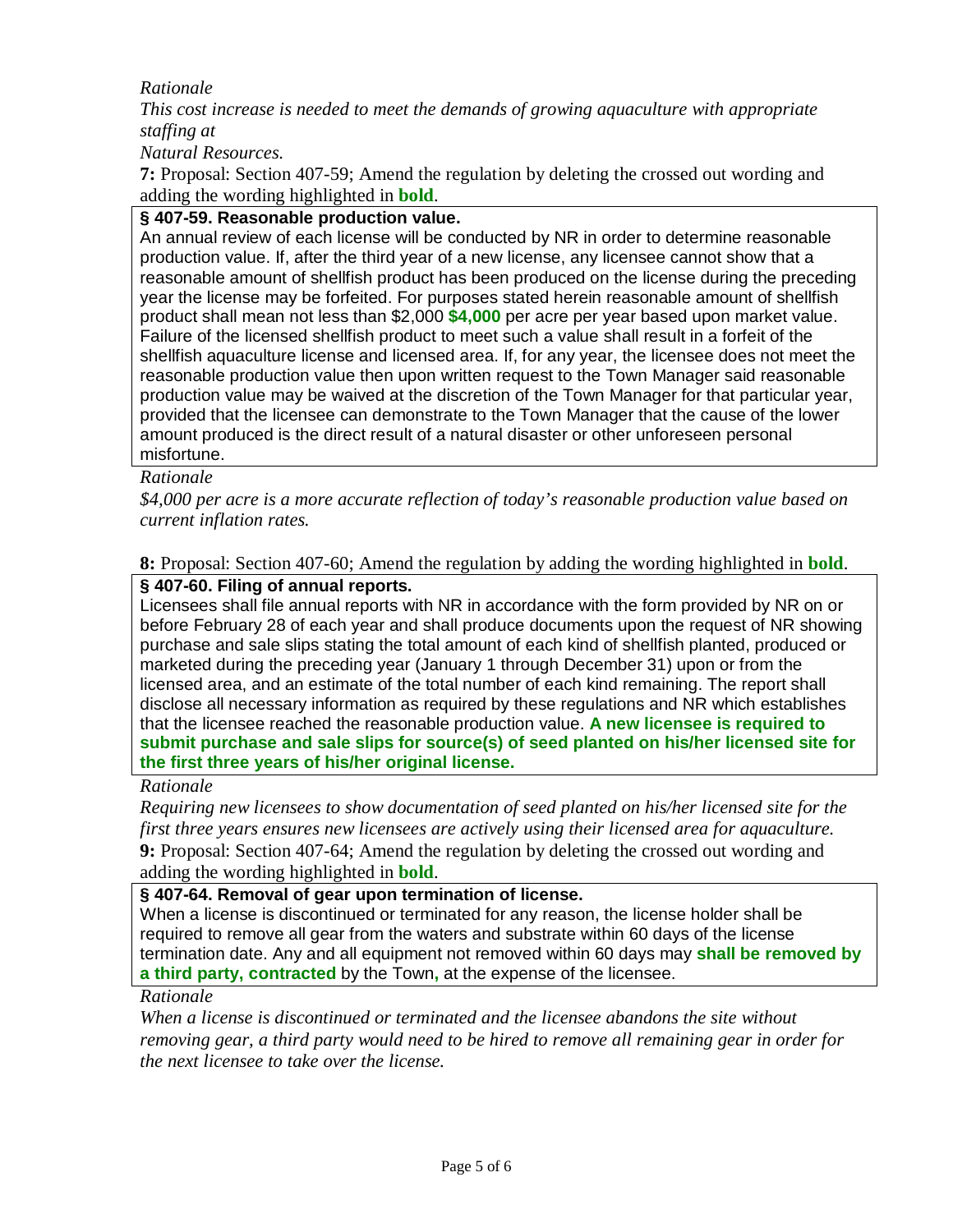*Rationale*

*This cost increase is needed to meet the demands of growing aquaculture with appropriate staffing at*

*Natural Resources.*

**7:** Proposal: Section 407-59; Amend the regulation by deleting the crossed out wording and adding the wording highlighted in **bold**.

> **§ 407-59. Reasonable production value.**
>
> An annual review of each license will be conducted by NR in order to determine reasonable production value. If, after the third year of a new license, any licensee cannot show that a reasonable amount of shellfish product has been produced on the license during the preceding year the license may be forfeited. For purposes stated herein reasonable amount of shellfish product shall mean not less than $2,000 **$4,000** per acre per year based upon market value. Failure of the licensed shellfish product to meet such a value shall result in a forfeit of the shellfish aquaculture license and licensed area. If, for any year, the licensee does not meet the reasonable production value then upon written request to the Town Manager said reasonable production value may be waived at the discretion of the Town Manager for that particular year, provided that the licensee can demonstrate to the Town Manager that the cause of the lower amount produced is the direct result of a natural disaster or other unforeseen personal misfortune.

*Rationale*

*$4,000 per acre is a more accurate reflection of today's reasonable production value based on current inflation rates.*

**8:** Proposal: Section 407-60; Amend the regulation by adding the wording highlighted in **bold**.

> **§ 407-60. Filing of annual reports.**
>
> Licensees shall file annual reports with NR in accordance with the form provided by NR on or before February 28 of each year and shall produce documents upon the request of NR showing purchase and sale slips stating the total amount of each kind of shellfish planted, produced or marketed during the preceding year (January 1 through December 31) upon or from the licensed area, and an estimate of the total number of each kind remaining. The report shall disclose all necessary information as required by these regulations and NR which establishes that the licensee reached the reasonable production value. **A new licensee is required to submit purchase and sale slips for source(s) of seed planted on his/her licensed site for the first three years of his/her original license.**

*Rationale*

*Requiring new licensees to show documentation of seed planted on his/her licensed site for the first three years ensures new licensees are actively using their licensed area for aquaculture.*

**9:** Proposal: Section 407-64; Amend the regulation by deleting the crossed out wording and adding the wording highlighted in **bold**.

> **§ 407-64. Removal of gear upon termination of license.**
>
> When a license is discontinued or terminated for any reason, the license holder shall be required to remove all gear from the waters and substrate within 60 days of the license termination date. Any and all equipment not removed within 60 days may **shall be removed by a third party, contracted** by the Town**,** at the expense of the licensee.

*Rationale*

*When a license is discontinued or terminated and the licensee abandons the site without removing gear, a third party would need to be hired to remove all remaining gear in order for the next licensee to take over the license.*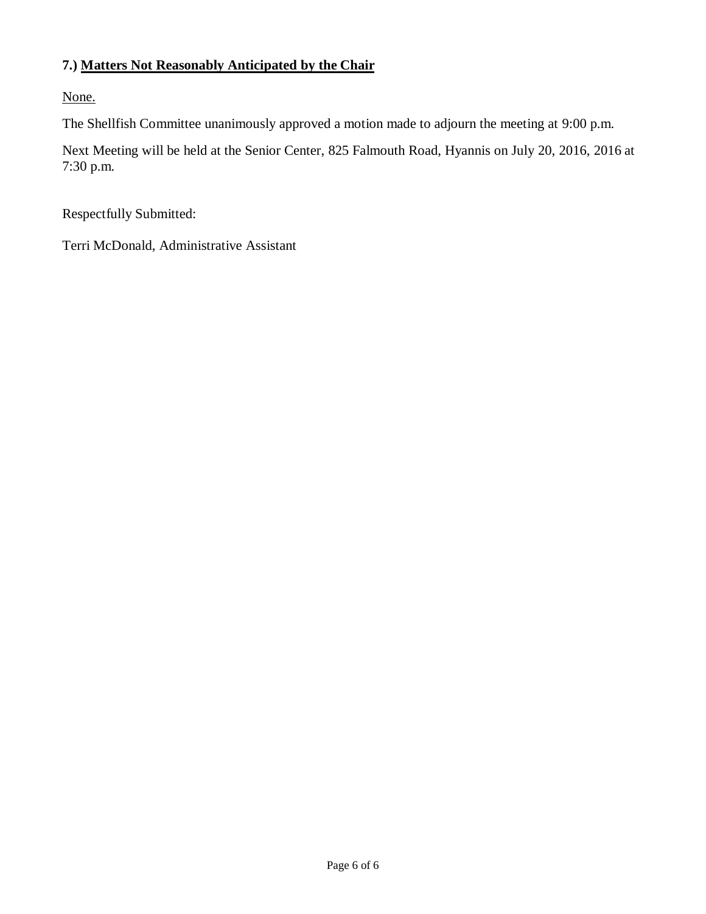**7.) Matters Not Reasonably Anticipated by the Chair**

None.

The Shellfish Committee unanimously approved a motion made to adjourn the meeting at 9:00 p.m.

Next Meeting will be held at the Senior Center, 825 Falmouth Road, Hyannis on July 20, 2016, 2016 at 7:30 p.m.

Respectfully Submitted:

Terri McDonald, Administrative Assistant